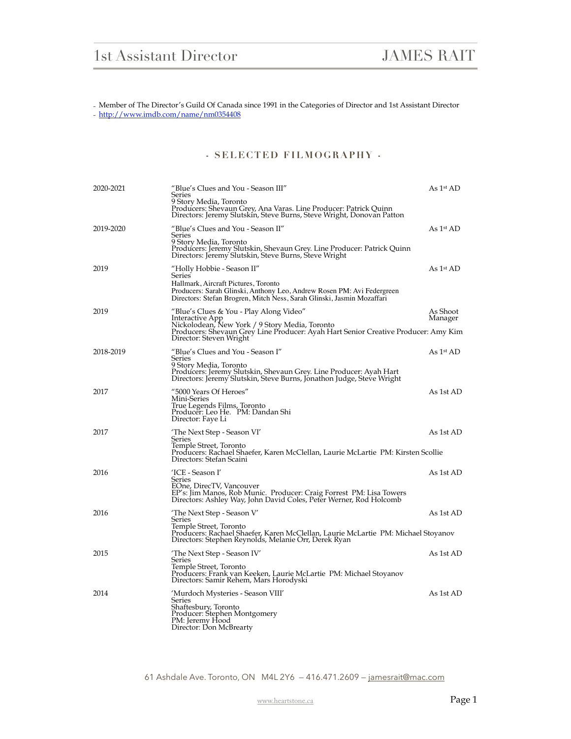# 1st Assistant Director — JAMES RAIT

- Member of The Director's Guild Of Canada since 1991 in the Categories of Director and 1st Assistant Director
- http://www.imdb.com/name/nm0354408

## - SELECTED FILMOGRAPHY -

| | | |
|---|---|---|
| 2020-2021 | "Blue's Clues and You - Season III"<br>Series<br>9 Story Media, Toronto<br>Producers: Shevaun Grey, Ana Varas. Line Producer: Patrick Quinn<br>Directors: Jeremy Slutskin, Steve Burns, Steve Wright, Donovan Patton | As 1st AD |
| 2019-2020 | "Blue's Clues and You - Season II"<br>Series<br>9 Story Media, Toronto<br>Producers: Jeremy Slutskin, Shevaun Grey. Line Producer: Patrick Quinn<br>Directors: Jeremy Slutskin, Steve Burns, Steve Wright | As 1st AD |
| 2019 | "Holly Hobbie - Season II"<br>Series<br>Hallmark, Aircraft Pictures, Toronto<br>Producers: Sarah Glinski, Anthony Leo, Andrew Rosen PM: Avi Federgreen<br>Directors: Stefan Brogren, Mitch Ness, Sarah Glinski, Jasmin Mozaffari | As 1st AD |
| 2019 | "Blue's Clues & You - Play Along Video"<br>Interactive App<br>Nickolodean, New York / 9 Story Media, Toronto<br>Producers: Shevaun Grey Line Producer: Ayah Hart Senior Creative Producer: Amy Kim<br>Director: Steven Wright | As Shoot Manager |
| 2018-2019 | "Blue's Clues and You - Season I"<br>Series<br>9 Story Media, Toronto<br>Producers: Jeremy Slutskin, Shevaun Grey. Line Producer: Ayah Hart<br>Directors: Jeremy Slutskin, Steve Burns, Jonathon Judge, Steve Wright | As 1st AD |
| 2017 | "5000 Years Of Heroes"<br>Mini-Series<br>True Legends Films, Toronto<br>Producer: Leo He. PM: Dandan Shi<br>Director: Faye Li | As 1st AD |
| 2017 | 'The Next Step - Season VI'<br>Series<br>Temple Street, Toronto<br>Producers: Rachael Shaefer, Karen McClellan, Laurie McLartie PM: Kirsten Scollie<br>Directors: Stefan Scaini | As 1st AD |
| 2016 | 'ICE - Season I'<br>Series<br>EOne, DirecTV, Vancouver<br>EP's: Jim Manos, Rob Munic. Producer: Craig Forrest PM: Lisa Towers<br>Directors: Ashley Way, John David Coles, Peter Werner, Rod Holcomb | As 1st AD |
| 2016 | 'The Next Step - Season V'<br>Series<br>Temple Street, Toronto<br>Producers: Rachael Shaefer, Karen McClellan, Laurie McLartie PM: Michael Stoyanov<br>Directors: Stephen Reynolds, Melanie Orr, Derek Ryan | As 1st AD |
| 2015 | 'The Next Step - Season IV'<br>Series<br>Temple Street, Toronto<br>Producers: Frank van Keeken, Laurie McLartie PM: Michael Stoyanov<br>Directors: Samir Rehem, Mars Horodyski | As 1st AD |
| 2014 | 'Murdoch Mysteries - Season VIII'<br>Series<br>Shaftesbury, Toronto<br>Producer: Stephen Montgomery<br>PM: Jeremy Hood<br>Director: Don McBrearty | As 1st AD |

61 Ashdale Ave. Toronto, ON M4L 2Y6 — 416.471.2609 — jamesrait@mac.com

www.heartstone.ca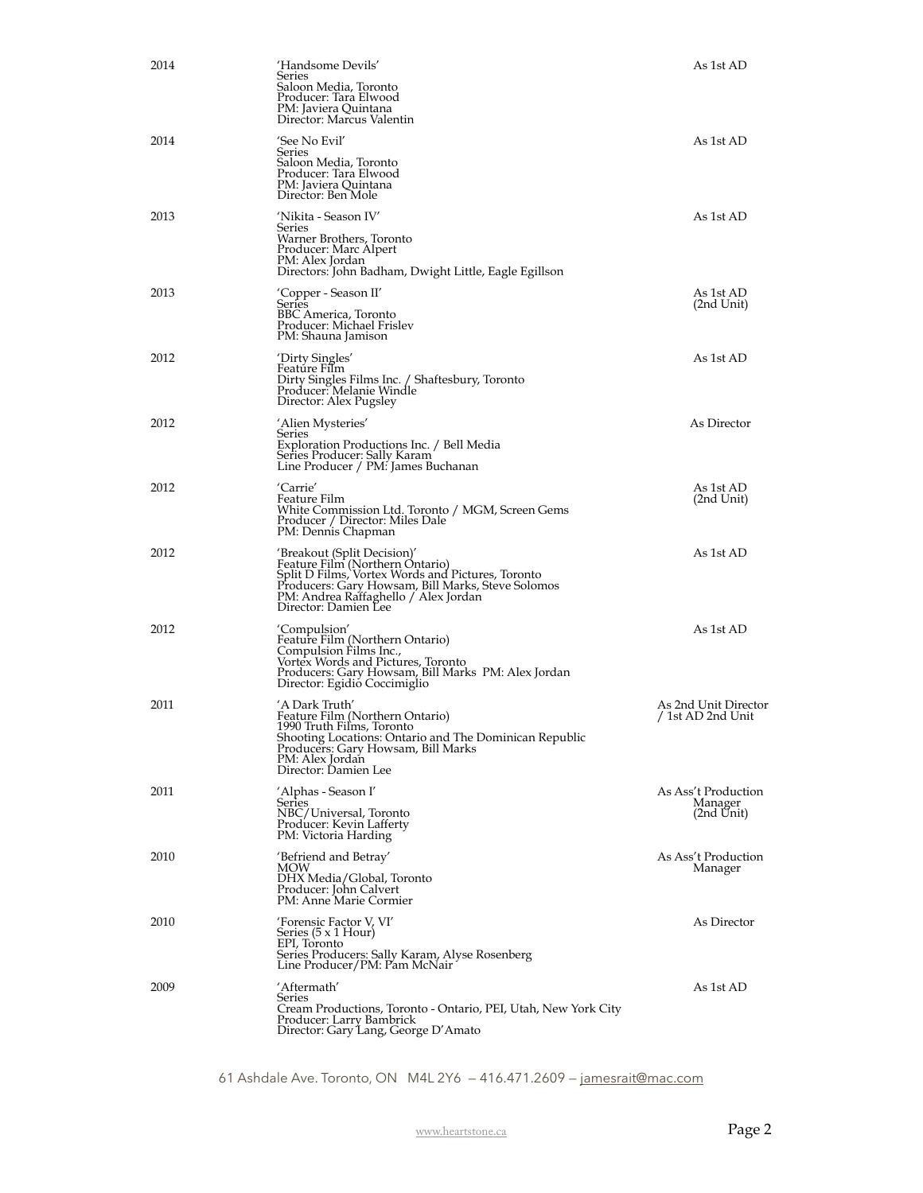| Year | Production | Role |
|---|---|---|
| 2014 | 'Handsome Devils'<br>Series<br>Saloon Media, Toronto<br>Producer: Tara Elwood<br>PM: Javiera Quintana<br>Director: Marcus Valentin | As 1st AD |
| 2014 | 'See No Evil'<br>Series<br>Saloon Media, Toronto<br>Producer: Tara Elwood<br>PM: Javiera Quintana<br>Director: Ben Mole | As 1st AD |
| 2013 | 'Nikita - Season IV'<br>Series<br>Warner Brothers, Toronto<br>Producer: Marc Alpert<br>PM: Alex Jordan<br>Directors: John Badham, Dwight Little, Eagle Egillson | As 1st AD |
| 2013 | 'Copper - Season II'<br>Series<br>BBC America, Toronto<br>Producer: Michael Frislev<br>PM: Shauna Jamison | As 1st AD<br>(2nd Unit) |
| 2012 | 'Dirty Singles'<br>Feature Film<br>Dirty Singles Films Inc. / Shaftesbury, Toronto<br>Producer: Melanie Windle<br>Director: Alex Pugsley | As 1st AD |
| 2012 | 'Alien Mysteries'<br>Series<br>Exploration Productions Inc. / Bell Media<br>Series Producer: Sally Karam<br>Line Producer / PM: James Buchanan | As Director |
| 2012 | 'Carrie'<br>Feature Film<br>White Commission Ltd. Toronto / MGM, Screen Gems<br>Producer / Director: Miles Dale<br>PM: Dennis Chapman | As 1st AD<br>(2nd Unit) |
| 2012 | 'Breakout (Split Decision)'<br>Feature Film (Northern Ontario)<br>Split D Films, Vortex Words and Pictures, Toronto<br>Producers: Gary Howsam, Bill Marks, Steve Solomos<br>PM: Andrea Raffaghello / Alex Jordan<br>Director: Damien Lee | As 1st AD |
| 2012 | 'Compulsion'<br>Feature Film (Northern Ontario)<br>Compulsion Films Inc.,<br>Vortex Words and Pictures, Toronto<br>Producers: Gary Howsam, Bill Marks PM: Alex Jordan<br>Director: Egidio Coccimiglio | As 1st AD |
| 2011 | 'A Dark Truth'<br>Feature Film (Northern Ontario)<br>1990 Truth Films, Toronto<br>Shooting Locations: Ontario and The Dominican Republic<br>Producers: Gary Howsam, Bill Marks<br>PM: Alex Jordan<br>Director: Damien Lee | As 2nd Unit Director<br>/ 1st AD 2nd Unit |
| 2011 | 'Alphas - Season I'<br>Series<br>NBC/Universal, Toronto<br>Producer: Kevin Lafferty<br>PM: Victoria Harding | As Ass't Production Manager<br>(2nd Unit) |
| 2010 | 'Befriend and Betray'<br>MOW<br>DHX Media/Global, Toronto<br>Producer: John Calvert<br>PM: Anne Marie Cormier | As Ass't Production Manager |
| 2010 | 'Forensic Factor V, VI'<br>Series (5 x 1 Hour)<br>EPI, Toronto<br>Series Producers: Sally Karam, Alyse Rosenberg<br>Line Producer/PM: Pam McNair | As Director |
| 2009 | 'Aftermath'<br>Series<br>Cream Productions, Toronto - Ontario, PEI, Utah, New York City<br>Producer: Larry Bambrick<br>Director: Gary Lang, George D'Amato | As 1st AD |

61 Ashdale Ave. Toronto, ON M4L 2Y6 — 416.471.2609 — jamesrait@mac.com

www.heartstone.ca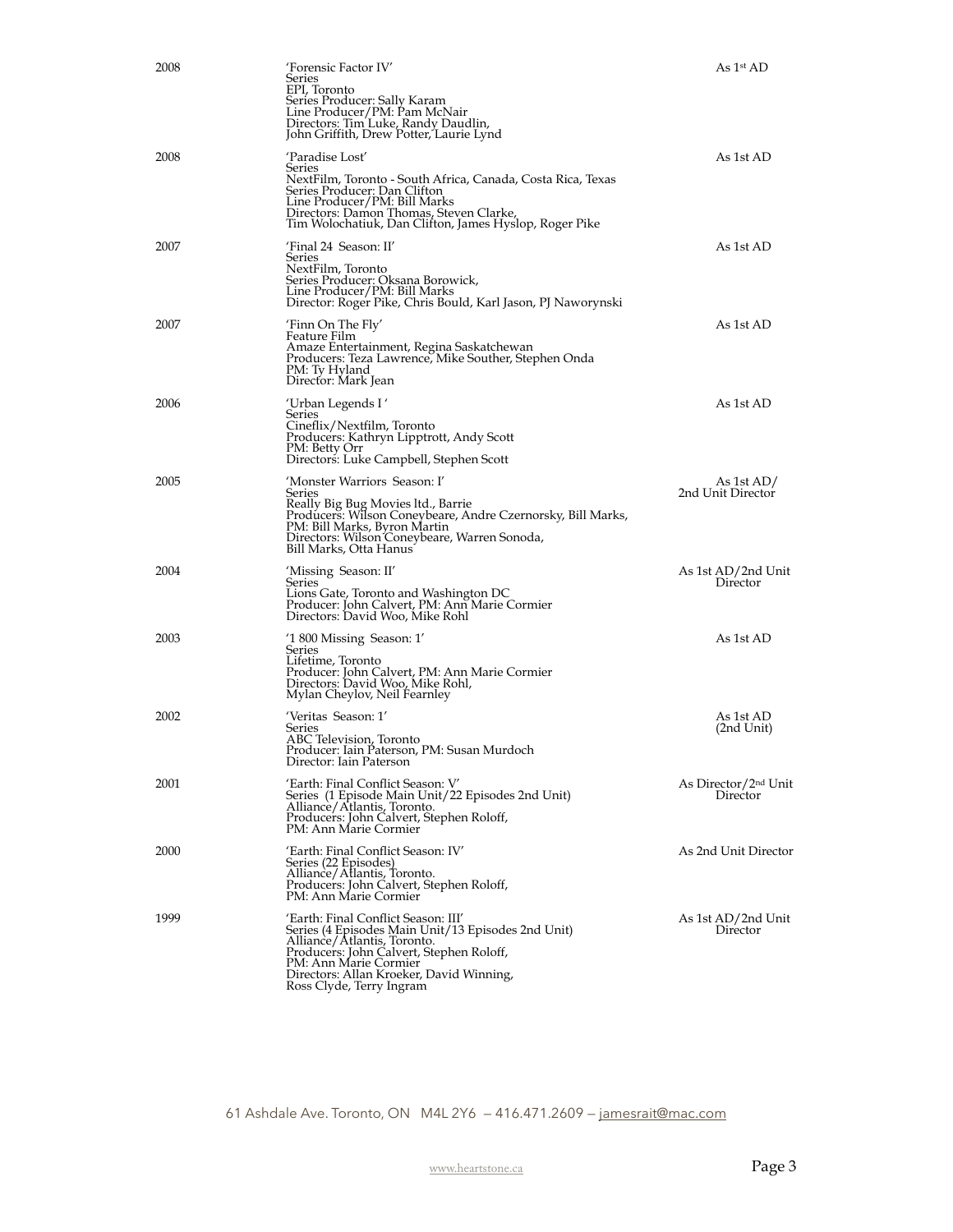| | | |
|---|---|---|
| 2008 | 'Forensic Factor IV'<br>Series<br>EPI, Toronto<br>Series Producer: Sally Karam<br>Line Producer/PM: Pam McNair<br>Directors: Tim Luke, Randy Daudlin,<br>John Griffith, Drew Potter, Laurie Lynd | As 1st AD |
| 2008 | 'Paradise Lost'<br>Series<br>NextFilm, Toronto - South Africa, Canada, Costa Rica, Texas<br>Series Producer: Dan Clifton<br>Line Producer/PM: Bill Marks<br>Directors: Damon Thomas, Steven Clarke,<br>Tim Wolochatiuk, Dan Clifton, James Hyslop, Roger Pike | As 1st AD |
| 2007 | 'Final 24 Season: II'<br>Series<br>NextFilm, Toronto<br>Series Producer: Oksana Borowick,<br>Line Producer/PM: Bill Marks<br>Director: Roger Pike, Chris Bould, Karl Jason, PJ Naworynski | As 1st AD |
| 2007 | 'Finn On The Fly'<br>Feature Film<br>Amaze Entertainment, Regina Saskatchewan<br>Producers: Teza Lawrence, Mike Souther, Stephen Onda<br>PM: Ty Hyland<br>Director: Mark Jean | As 1st AD |
| 2006 | 'Urban Legends I '<br>Series<br>Cineflix/Nextfilm, Toronto<br>Producers: Kathryn Lipptrott, Andy Scott<br>PM: Betty Orr<br>Directors: Luke Campbell, Stephen Scott | As 1st AD |
| 2005 | 'Monster Warriors Season: I'<br>Series<br>Really Big Bug Movies ltd., Barrie<br>Producers: Wilson Coneybeare, Andre Czernorsky, Bill Marks,<br>PM: Bill Marks, Byron Martin<br>Directors: Wilson Coneybeare, Warren Sonoda,<br>Bill Marks, Otta Hanus | As 1st AD/<br>2nd Unit Director |
| 2004 | 'Missing Season: II'<br>Series<br>Lions Gate, Toronto and Washington DC<br>Producer: John Calvert, PM: Ann Marie Cormier<br>Directors: David Woo, Mike Rohl | As 1st AD/2nd Unit Director |
| 2003 | '1 800 Missing Season: 1'<br>Series<br>Lifetime, Toronto<br>Producer: John Calvert, PM: Ann Marie Cormier<br>Directors: David Woo, Mike Rohl,<br>Mylan Cheylov, Neil Fearnley | As 1st AD |
| 2002 | 'Veritas Season: 1'<br>Series<br>ABC Television, Toronto<br>Producer: Iain Paterson, PM: Susan Murdoch<br>Director: Iain Paterson | As 1st AD<br>(2nd Unit) |
| 2001 | 'Earth: Final Conflict Season: V'<br>Series (1 Episode Main Unit/22 Episodes 2nd Unit)<br>Alliance/Atlantis, Toronto.<br>Producers: John Calvert, Stephen Roloff,<br>PM: Ann Marie Cormier | As Director/2nd Unit Director |
| 2000 | 'Earth: Final Conflict Season: IV'<br>Series (22 Episodes)<br>Alliance/Atlantis, Toronto.<br>Producers: John Calvert, Stephen Roloff,<br>PM: Ann Marie Cormier | As 2nd Unit Director |
| 1999 | 'Earth: Final Conflict Season: III'<br>Series (4 Episodes Main Unit/13 Episodes 2nd Unit)<br>Alliance/Atlantis, Toronto.<br>Producers: John Calvert, Stephen Roloff,<br>PM: Ann Marie Cormier<br>Directors: Allan Kroeker, David Winning,<br>Ross Clyde, Terry Ingram | As 1st AD/2nd Unit Director |

61 Ashdale Ave. Toronto, ON M4L 2Y6 — 416.471.2609 — jamesrait@mac.com

www.heartstone.ca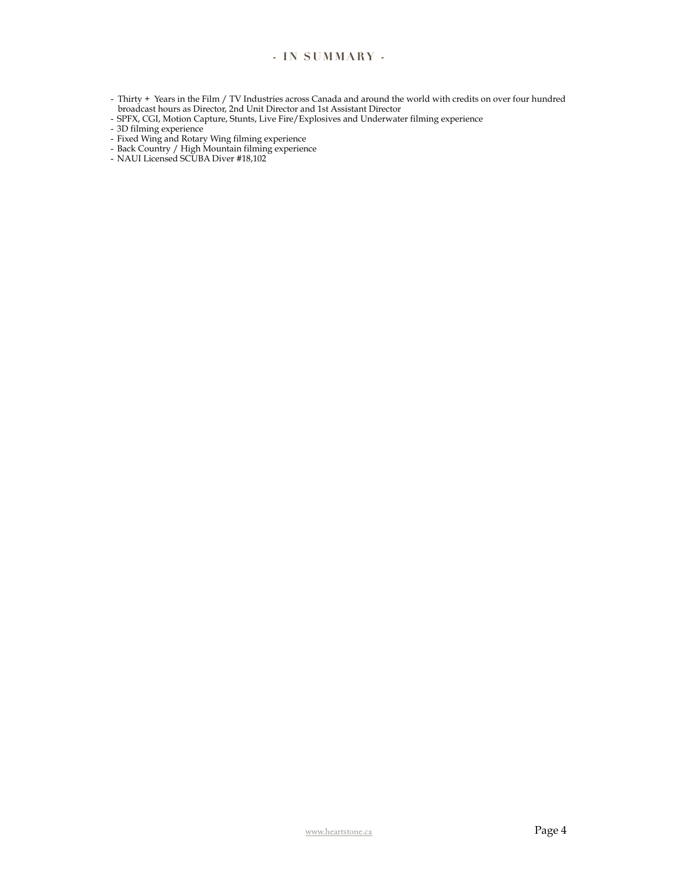## - IN SUMMARY -

- Thirty + Years in the Film / TV Industries across Canada and around the world with credits on over four hundred broadcast hours as Director, 2nd Unit Director and 1st Assistant Director
- SPFX, CGI, Motion Capture, Stunts, Live Fire/Explosives and Underwater filming experience
- 3D filming experience
- Fixed Wing and Rotary Wing filming experience
- Back Country / High Mountain filming experience
- NAUI Licensed SCUBA Diver #18,102